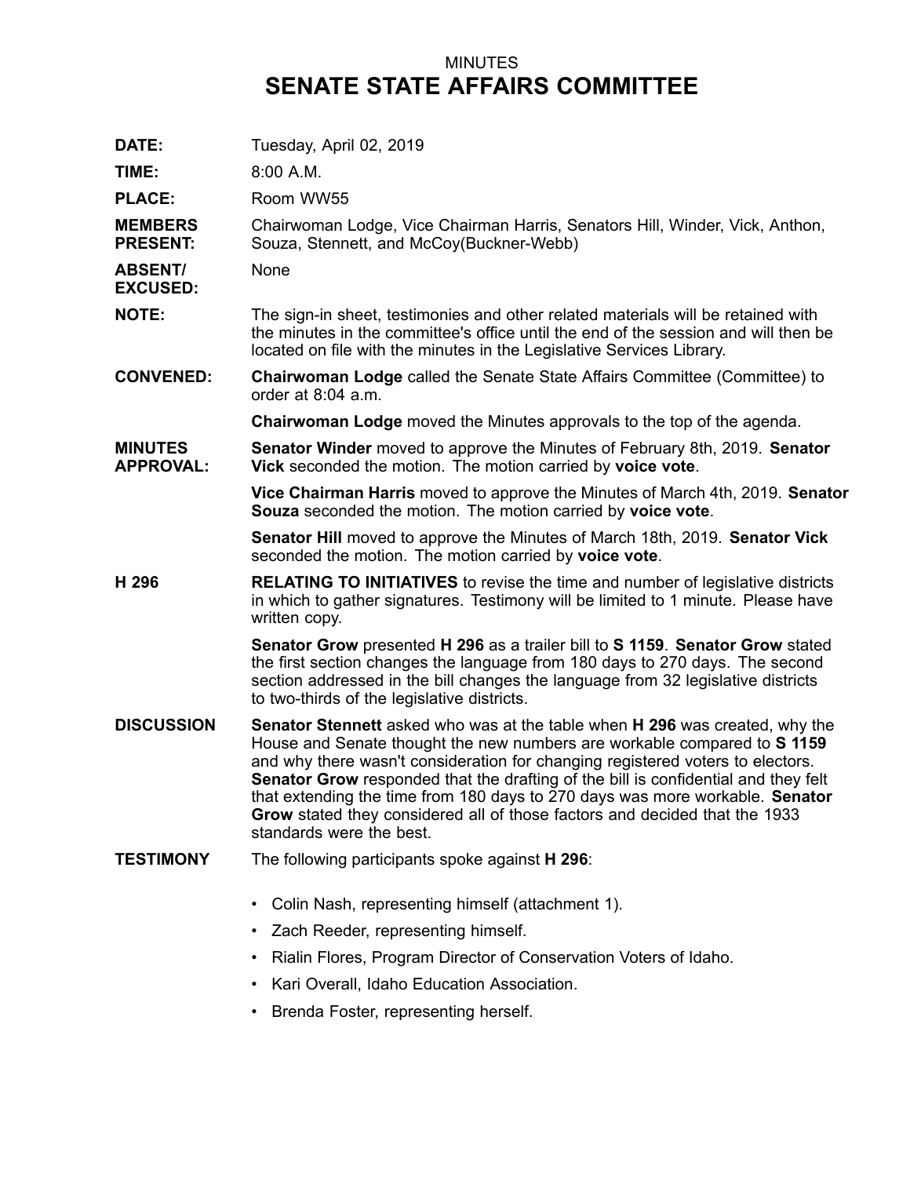MINUTES

# SENATE STATE AFFAIRS COMMITTEE

**DATE:** Tuesday, April 02, 2019

**TIME:** 8:00 A.M.

**PLACE:** Room WW55

**MEMBERS PRESENT:** Chairwoman Lodge, Vice Chairman Harris, Senators Hill, Winder, Vick, Anthon, Souza, Stennett, and McCoy(Buckner-Webb)

**ABSENT/ EXCUSED:** None

**NOTE:** The sign-in sheet, testimonies and other related materials will be retained with the minutes in the committee's office until the end of the session and will then be located on file with the minutes in the Legislative Services Library.

**CONVENED:** **Chairwoman Lodge** called the Senate State Affairs Committee (Committee) to order at 8:04 a.m.

**Chairwoman Lodge** moved the Minutes approvals to the top of the agenda.

**MINUTES APPROVAL:** **Senator Winder** moved to approve the Minutes of February 8th, 2019. **Senator Vick** seconded the motion. The motion carried by **voice vote**.

**Vice Chairman Harris** moved to approve the Minutes of March 4th, 2019. **Senator Souza** seconded the motion. The motion carried by **voice vote**.

**Senator Hill** moved to approve the Minutes of March 18th, 2019. **Senator Vick** seconded the motion. The motion carried by **voice vote**.

**H 296** **RELATING TO INITIATIVES** to revise the time and number of legislative districts in which to gather signatures. Testimony will be limited to 1 minute. Please have written copy.

**Senator Grow** presented **H 296** as a trailer bill to **S 1159**. **Senator Grow** stated the first section changes the language from 180 days to 270 days. The second section addressed in the bill changes the language from 32 legislative districts to two-thirds of the legislative districts.

**DISCUSSION** **Senator Stennett** asked who was at the table when **H 296** was created, why the House and Senate thought the new numbers are workable compared to **S 1159** and why there wasn't consideration for changing registered voters to electors. **Senator Grow** responded that the drafting of the bill is confidential and they felt that extending the time from 180 days to 270 days was more workable. **Senator Grow** stated they considered all of those factors and decided that the 1933 standards were the best.

**TESTIMONY** The following participants spoke against **H 296**:

- Colin Nash, representing himself (attachment 1).
- Zach Reeder, representing himself.
- Rialin Flores, Program Director of Conservation Voters of Idaho.
- Kari Overall, Idaho Education Association.
- Brenda Foster, representing herself.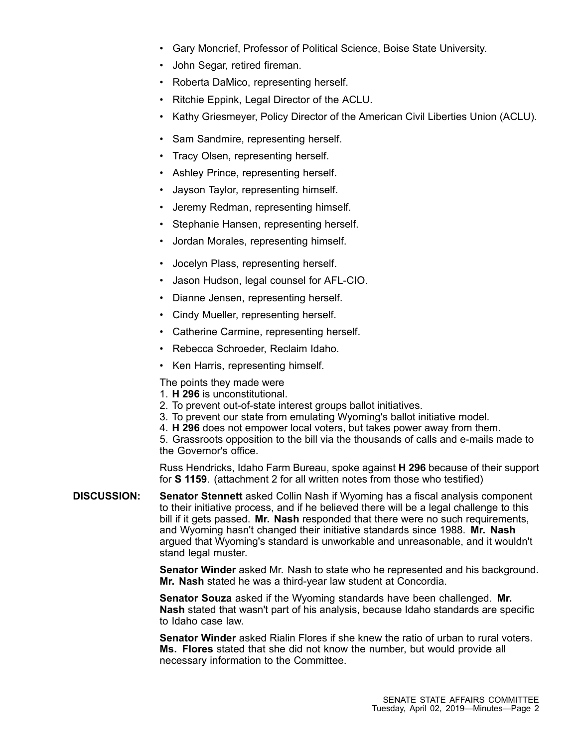- Gary Moncrief, Professor of Political Science, Boise State University.
- John Segar, retired fireman.
- Roberta DaMico, representing herself.
- Ritchie Eppink, Legal Director of the ACLU.
- Kathy Griesmeyer, Policy Director of the American Civil Liberties Union (ACLU).
- Sam Sandmire, representing herself.
- Tracy Olsen, representing herself.
- Ashley Prince, representing herself.
- Jayson Taylor, representing himself.
- Jeremy Redman, representing himself.
- Stephanie Hansen, representing herself.
- Jordan Morales, representing himself.
- Jocelyn Plass, representing herself.
- Jason Hudson, legal counsel for AFL-CIO.
- Dianne Jensen, representing herself.
- Cindy Mueller, representing herself.
- Catherine Carmine, representing herself.
- Rebecca Schroeder, Reclaim Idaho.
- Ken Harris, representing himself.

The points they made were
1. **H 296** is unconstitutional.
2. To prevent out-of-state interest groups ballot initiatives.
3. To prevent our state from emulating Wyoming's ballot initiative model.
4. **H 296** does not empower local voters, but takes power away from them.
5. Grassroots opposition to the bill via the thousands of calls and e-mails made to the Governor's office.

Russ Hendricks, Idaho Farm Bureau, spoke against **H 296** because of their support for **S 1159**. (attachment 2 for all written notes from those who testified)

**DISCUSSION:** **Senator Stennett** asked Collin Nash if Wyoming has a fiscal analysis component to their initiative process, and if he believed there will be a legal challenge to this bill if it gets passed. **Mr. Nash** responded that there were no such requirements, and Wyoming hasn't changed their initiative standards since 1988. **Mr. Nash** argued that Wyoming's standard is unworkable and unreasonable, and it wouldn't stand legal muster.

**Senator Winder** asked Mr. Nash to state who he represented and his background. **Mr. Nash** stated he was a third-year law student at Concordia.

**Senator Souza** asked if the Wyoming standards have been challenged. **Mr. Nash** stated that wasn't part of his analysis, because Idaho standards are specific to Idaho case law.

**Senator Winder** asked Rialin Flores if she knew the ratio of urban to rural voters. **Ms. Flores** stated that she did not know the number, but would provide all necessary information to the Committee.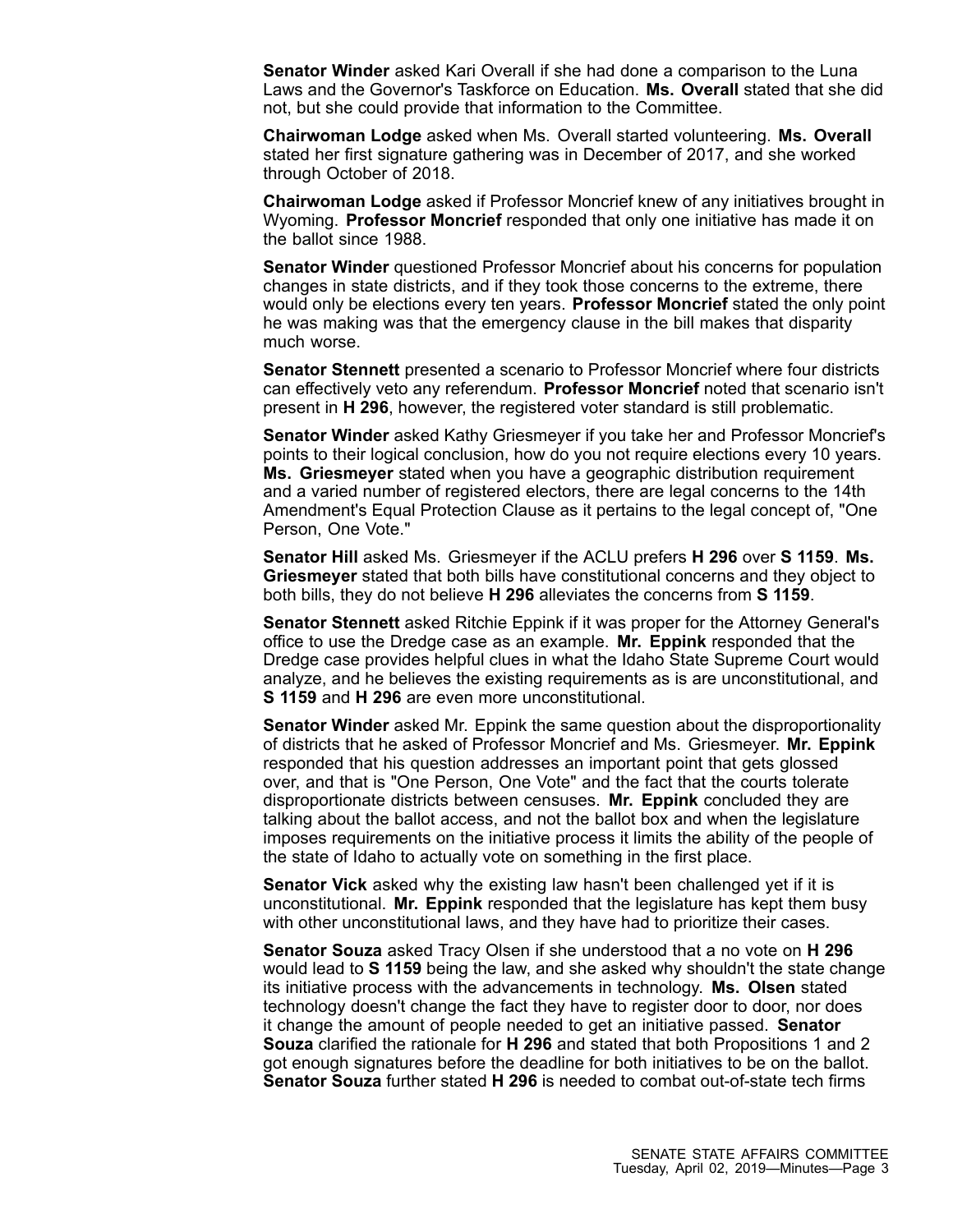**Senator Winder** asked Kari Overall if she had done a comparison to the Luna Laws and the Governor's Taskforce on Education. **Ms. Overall** stated that she did not, but she could provide that information to the Committee.

**Chairwoman Lodge** asked when Ms. Overall started volunteering. **Ms. Overall** stated her first signature gathering was in December of 2017, and she worked through October of 2018.

**Chairwoman Lodge** asked if Professor Moncrief knew of any initiatives brought in Wyoming. **Professor Moncrief** responded that only one initiative has made it on the ballot since 1988.

**Senator Winder** questioned Professor Moncrief about his concerns for population changes in state districts, and if they took those concerns to the extreme, there would only be elections every ten years. **Professor Moncrief** stated the only point he was making was that the emergency clause in the bill makes that disparity much worse.

**Senator Stennett** presented a scenario to Professor Moncrief where four districts can effectively veto any referendum. **Professor Moncrief** noted that scenario isn't present in **H 296**, however, the registered voter standard is still problematic.

**Senator Winder** asked Kathy Griesmeyer if you take her and Professor Moncrief's points to their logical conclusion, how do you not require elections every 10 years. **Ms. Griesmeyer** stated when you have a geographic distribution requirement and a varied number of registered electors, there are legal concerns to the 14th Amendment's Equal Protection Clause as it pertains to the legal concept of, "One Person, One Vote."

**Senator Hill** asked Ms. Griesmeyer if the ACLU prefers **H 296** over **S 1159**. **Ms. Griesmeyer** stated that both bills have constitutional concerns and they object to both bills, they do not believe **H 296** alleviates the concerns from **S 1159**.

**Senator Stennett** asked Ritchie Eppink if it was proper for the Attorney General's office to use the Dredge case as an example. **Mr. Eppink** responded that the Dredge case provides helpful clues in what the Idaho State Supreme Court would analyze, and he believes the existing requirements as is are unconstitutional, and **S 1159** and **H 296** are even more unconstitutional.

**Senator Winder** asked Mr. Eppink the same question about the disproportionality of districts that he asked of Professor Moncrief and Ms. Griesmeyer. **Mr. Eppink** responded that his question addresses an important point that gets glossed over, and that is "One Person, One Vote" and the fact that the courts tolerate disproportionate districts between censuses. **Mr. Eppink** concluded they are talking about the ballot access, and not the ballot box and when the legislature imposes requirements on the initiative process it limits the ability of the people of the state of Idaho to actually vote on something in the first place.

**Senator Vick** asked why the existing law hasn't been challenged yet if it is unconstitutional. **Mr. Eppink** responded that the legislature has kept them busy with other unconstitutional laws, and they have had to prioritize their cases.

**Senator Souza** asked Tracy Olsen if she understood that a no vote on **H 296** would lead to **S 1159** being the law, and she asked why shouldn't the state change its initiative process with the advancements in technology. **Ms. Olsen** stated technology doesn't change the fact they have to register door to door, nor does it change the amount of people needed to get an initiative passed. **Senator Souza** clarified the rationale for **H 296** and stated that both Propositions 1 and 2 got enough signatures before the deadline for both initiatives to be on the ballot. **Senator Souza** further stated **H 296** is needed to combat out-of-state tech firms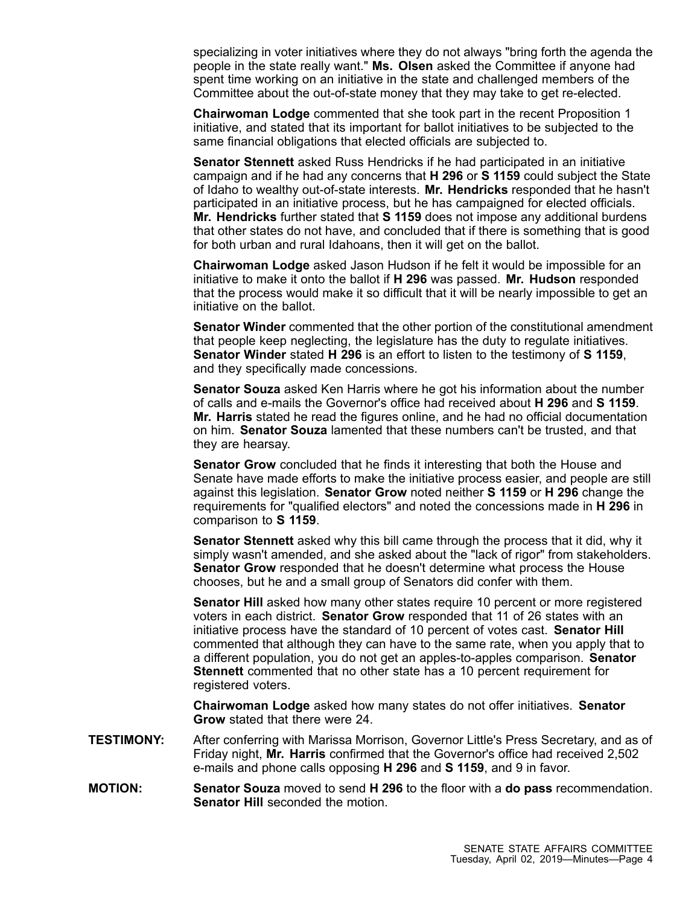specializing in voter initiatives where they do not always "bring forth the agenda the people in the state really want." **Ms. Olsen** asked the Committee if anyone had spent time working on an initiative in the state and challenged members of the Committee about the out-of-state money that they may take to get re-elected.

**Chairwoman Lodge** commented that she took part in the recent Proposition 1 initiative, and stated that its important for ballot initiatives to be subjected to the same financial obligations that elected officials are subjected to.

**Senator Stennett** asked Russ Hendricks if he had participated in an initiative campaign and if he had any concerns that **H 296** or **S 1159** could subject the State of Idaho to wealthy out-of-state interests. **Mr. Hendricks** responded that he hasn't participated in an initiative process, but he has campaigned for elected officials. **Mr. Hendricks** further stated that **S 1159** does not impose any additional burdens that other states do not have, and concluded that if there is something that is good for both urban and rural Idahoans, then it will get on the ballot.

**Chairwoman Lodge** asked Jason Hudson if he felt it would be impossible for an initiative to make it onto the ballot if **H 296** was passed. **Mr. Hudson** responded that the process would make it so difficult that it will be nearly impossible to get an initiative on the ballot.

**Senator Winder** commented that the other portion of the constitutional amendment that people keep neglecting, the legislature has the duty to regulate initiatives. **Senator Winder** stated **H 296** is an effort to listen to the testimony of **S 1159**, and they specifically made concessions.

**Senator Souza** asked Ken Harris where he got his information about the number of calls and e-mails the Governor's office had received about **H 296** and **S 1159**. **Mr. Harris** stated he read the figures online, and he had no official documentation on him. **Senator Souza** lamented that these numbers can't be trusted, and that they are hearsay.

**Senator Grow** concluded that he finds it interesting that both the House and Senate have made efforts to make the initiative process easier, and people are still against this legislation. **Senator Grow** noted neither **S 1159** or **H 296** change the requirements for "qualified electors" and noted the concessions made in **H 296** in comparison to **S 1159**.

**Senator Stennett** asked why this bill came through the process that it did, why it simply wasn't amended, and she asked about the "lack of rigor" from stakeholders. **Senator Grow** responded that he doesn't determine what process the House chooses, but he and a small group of Senators did confer with them.

**Senator Hill** asked how many other states require 10 percent or more registered voters in each district. **Senator Grow** responded that 11 of 26 states with an initiative process have the standard of 10 percent of votes cast. **Senator Hill** commented that although they can have to the same rate, when you apply that to a different population, you do not get an apples-to-apples comparison. **Senator Stennett** commented that no other state has a 10 percent requirement for registered voters.

**Chairwoman Lodge** asked how many states do not offer initiatives. **Senator Grow** stated that there were 24.

**TESTIMONY:** After conferring with Marissa Morrison, Governor Little's Press Secretary, and as of Friday night, **Mr. Harris** confirmed that the Governor's office had received 2,502 e-mails and phone calls opposing **H 296** and **S 1159**, and 9 in favor.

**MOTION:** **Senator Souza** moved to send **H 296** to the floor with a **do pass** recommendation. **Senator Hill** seconded the motion.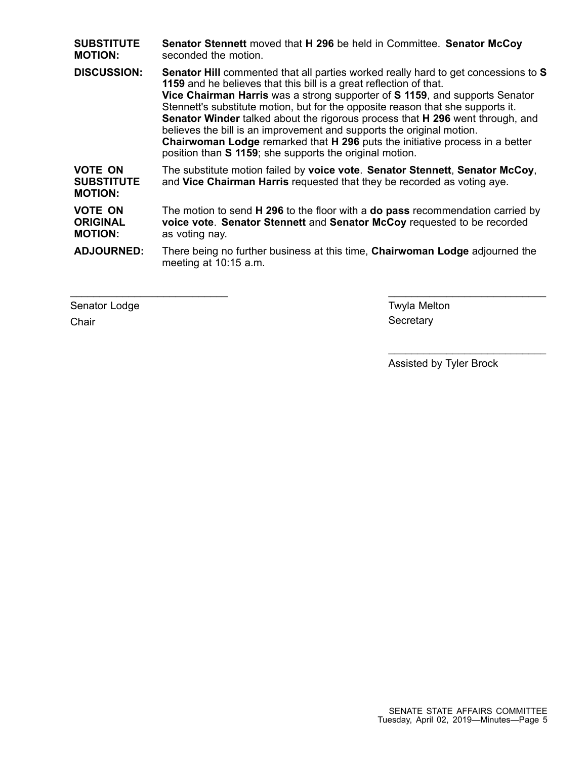**SUBSTITUTE MOTION:** **Senator Stennett** moved that **H 296** be held in Committee. **Senator McCoy** seconded the motion.

**DISCUSSION:** **Senator Hill** commented that all parties worked really hard to get concessions to **S 1159** and he believes that this bill is a great reflection of that.
**Vice Chairman Harris** was a strong supporter of **S 1159**, and supports Senator Stennett's substitute motion, but for the opposite reason that she supports it.
**Senator Winder** talked about the rigorous process that **H 296** went through, and believes the bill is an improvement and supports the original motion.
**Chairwoman Lodge** remarked that **H 296** puts the initiative process in a better position than **S 1159**; she supports the original motion.

**VOTE ON SUBSTITUTE MOTION:** The substitute motion failed by **voice vote**. **Senator Stennett**, **Senator McCoy**, and **Vice Chairman Harris** requested that they be recorded as voting aye.

**VOTE ON ORIGINAL MOTION:** The motion to send **H 296** to the floor with a **do pass** recommendation carried by **voice vote**. **Senator Stennett** and **Senator McCoy** requested to be recorded as voting nay.

**ADJOURNED:** There being no further business at this time, **Chairwoman Lodge** adjourned the meeting at 10:15 a.m.

___________________________
Senator Lodge
Chair

___________________________
Twyla Melton
Secretary

___________________________
Assisted by Tyler Brock